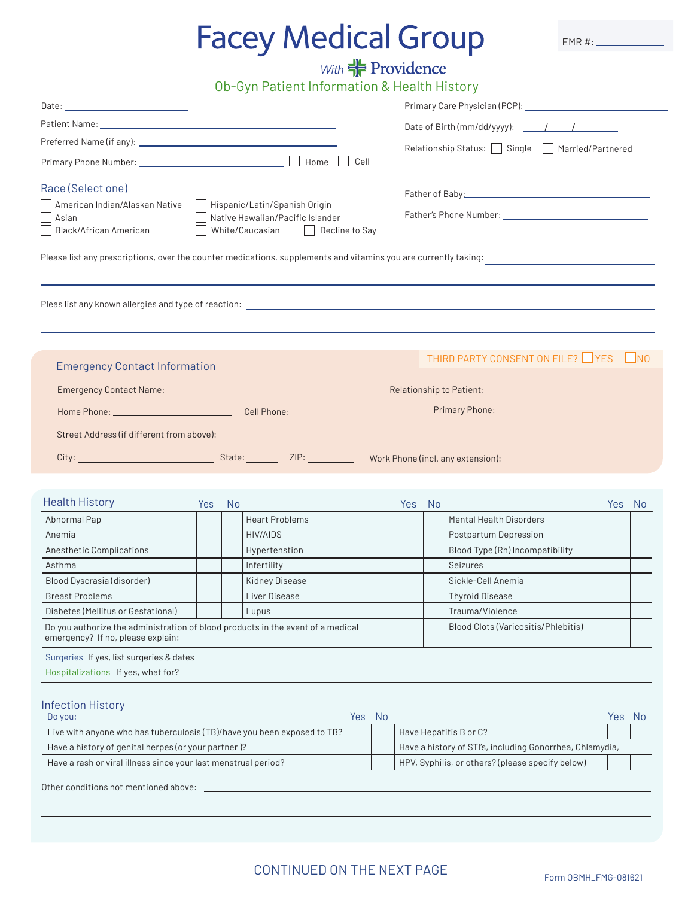# Facey Medical Group

EMR #: ____________

With Providence

## Ob-Gyn Patient Information & Health History

Date: ____________________

Patient Name: ____________________________________

Preferred Name (if any): ____________________________________

Primary Phone Number: ____________________ ☐ Home ☐ Cell

Primary Care Physician (PCP): ____________________________________

Date of Birth (mm/dd/yyyy): ____/____/________

Relationship Status: ☐ Single ☐ Married/Partnered

### Race (Select one)

☐ American Indian/Alaskan Native
☐ Asian
☐ Black/African American
☐ Hispanic/Latin/Spanish Origin
☐ Native Hawaiian/Pacific Islander
☐ White/Caucasian
☐ Decline to Say

Father of Baby: ____________________________________

Father's Phone Number: ____________________________________

Please list any prescriptions, over the counter medications, supplements and vitamins you are currently taking: ____________________________________

____________________________________________________________________________

Pleas list any known allergies and type of reaction: ____________________________________

____________________________________________________________________________

### Emergency Contact Information

THIRD PARTY CONSENT ON FILE? ☐ YES ☐ NO

Emergency Contact Name: ____________________________________ Relationship to Patient: ____________________

Home Phone: ____________________ Cell Phone: ____________________ Primary Phone:

Street Address (if different from above): ____________________________________

City: ____________________ State: ________ ZIP: ________ Work Phone (incl. any extension): ____________________

### Health History

| | Yes | No | | Yes | No | | Yes | No |
|---|---|---|---|---|---|---|---|---|
| Abnormal Pap | | | Heart Problems | | | Mental Health Disorders | | |
| Anemia | | | HIV/AIDS | | | Postpartum Depression | | |
| Anesthetic Complications | | | Hypertenstion | | | Blood Type (Rh) Incompatibility | | |
| Asthma | | | Infertility | | | Seizures | | |
| Blood Dyscrasia (disorder) | | | Kidney Disease | | | Sickle-Cell Anemia | | |
| Breast Problems | | | Liver Disease | | | Thyroid Disease | | |
| Diabetes (Mellitus or Gestational) | | | Lupus | | | Trauma/Violence | | |
| Do you authorize the administration of blood products in the event of a medical emergency? If no, please explain: | | | | | | Blood Clots (Varicositis/Phlebitis) | | |
| Surgeries If yes, list surgeries & dates | | | | | | | | |
| Hospitalizations If yes, what for? | | | | | | | | |

### Infection History

| Do you: | Yes | No | | Yes | No |
|---|---|---|---|---|---|
| Live with anyone who has tuberculosis (TB)/have you been exposed to TB? | | | Have Hepatitis B or C? | | |
| Have a history of genital herpes (or your partner)? | | | Have a history of STI's, including Gonorrhea, Chlamydia, | | |
| Have a rash or viral illness since your last menstrual period? | | | HPV, Syphilis, or others? (please specify below) | | |

Other conditions not mentioned above: ____________________________________

____________________________________________________________________________

CONTINUED ON THE NEXT PAGE

Form OBMH_FMG-081621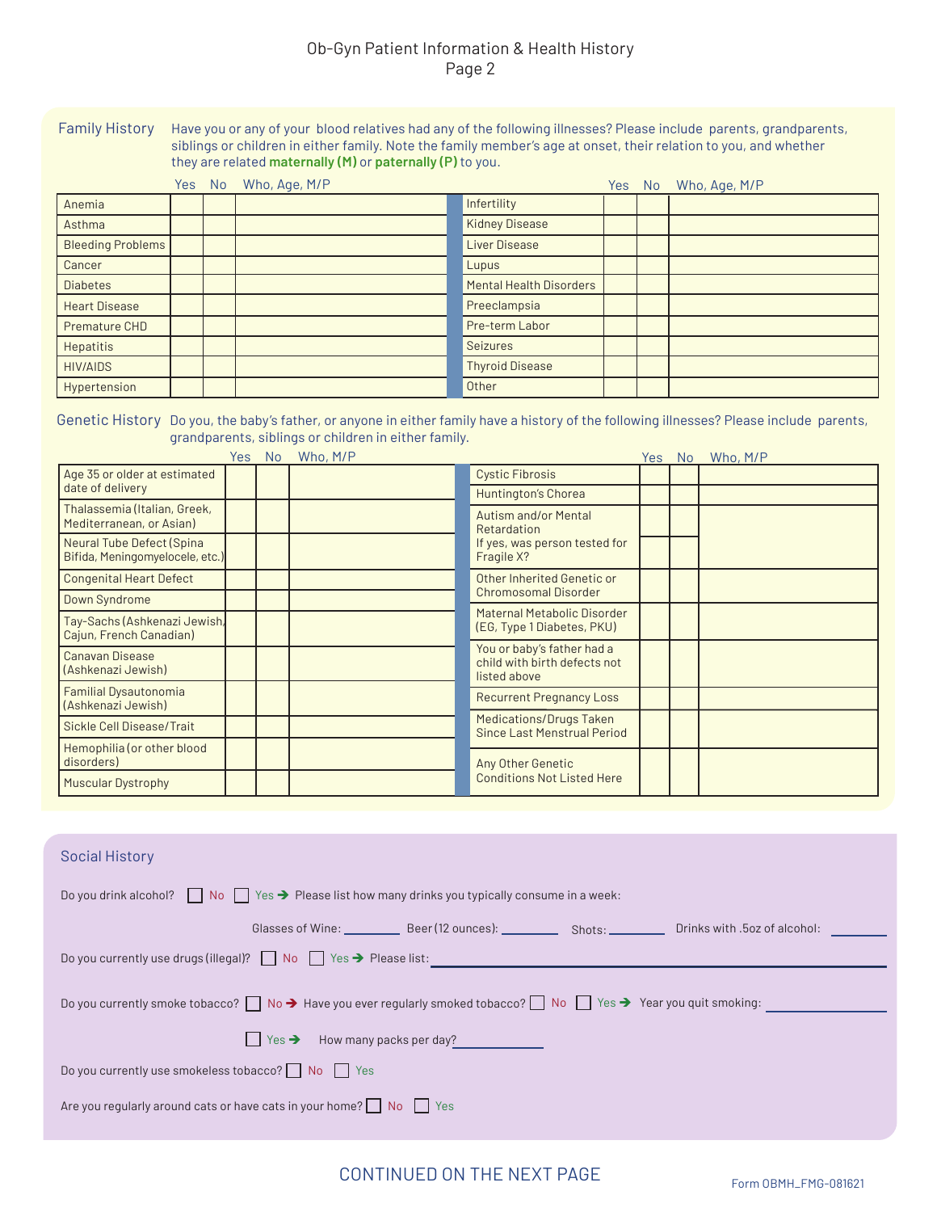# Ob-Gyn Patient Information & Health History
Page 2

## Family History

Have you or any of your blood relatives had any of the following illnesses? Please include parents, grandparents, siblings or children in either family. Note the family member's age at onset, their relation to you, and whether they are related **maternally (M)** or **paternally (P)** to you.

| | Yes | No | Who, Age, M/P | | Yes | No | Who, Age, M/P |
|---|---|---|---|---|---|---|---|
| Anemia | | | | Infertility | | | |
| Asthma | | | | Kidney Disease | | | |
| Bleeding Problems | | | | Liver Disease | | | |
| Cancer | | | | Lupus | | | |
| Diabetes | | | | Mental Health Disorders | | | |
| Heart Disease | | | | Preeclampsia | | | |
| Premature CHD | | | | Pre-term Labor | | | |
| Hepatitis | | | | Seizures | | | |
| HIV/AIDS | | | | Thyroid Disease | | | |
| Hypertension | | | | Other | | | |

## Genetic History

Do you, the baby's father, or anyone in either family have a history of the following illnesses? Please include parents, grandparents, siblings or children in either family.

| | Yes | No | Who, M/P | | Yes | No | Who, M/P |
|---|---|---|---|---|---|---|---|
| Age 35 or older at estimated date of delivery | | | | Cystic Fibrosis | | | |
| Thalassemia (Italian, Greek, Mediterranean, or Asian) | | | | Huntington's Chorea | | | |
| Neural Tube Defect (Spina Bifida, Meningomyelocele, etc.) | | | | Autism and/or Mental Retardation | | | |
| | | | | If yes, was person tested for Fragile X? | | | |
| Congenital Heart Defect | | | | Other Inherited Genetic or Chromosomal Disorder | | | |
| Down Syndrome | | | | Maternal Metabolic Disorder (EG, Type 1 Diabetes, PKU) | | | |
| Tay-Sachs (Ashkenazi Jewish, Cajun, French Canadian) | | | | You or baby's father had a child with birth defects not listed above | | | |
| Canavan Disease (Ashkenazi Jewish) | | | | Recurrent Pregnancy Loss | | | |
| Familial Dysautonomia (Ashkenazi Jewish) | | | | Medications/Drugs Taken Since Last Menstrual Period | | | |
| Sickle Cell Disease/Trait | | | | Any Other Genetic Conditions Not Listed Here | | | |
| Hemophilia (or other blood disorders) | | | | | | | |
| Muscular Dystrophy | | | | | | | |

## Social History

Do you drink alcohol? ☐ No ☐ Yes ➔ Please list how many drinks you typically consume in a week:

Glasses of Wine: ________ Beer (12 ounces): ________ Shots: ________ Drinks with .5oz of alcohol: ________

Do you currently use drugs (illegal)? ☐ No ☐ Yes ➔ Please list: ________________________________

Do you currently smoke tobacco? ☐ No ➔ Have you ever regularly smoked tobacco? ☐ No ☐ Yes ➔ Year you quit smoking: ________

☐ Yes ➔ How many packs per day? ________

Do you currently use smokeless tobacco? ☐ No ☐ Yes

Are you regularly around cats or have cats in your home? ☐ No ☐ Yes

CONTINUED ON THE NEXT PAGE

Form OBMH_FMG-081621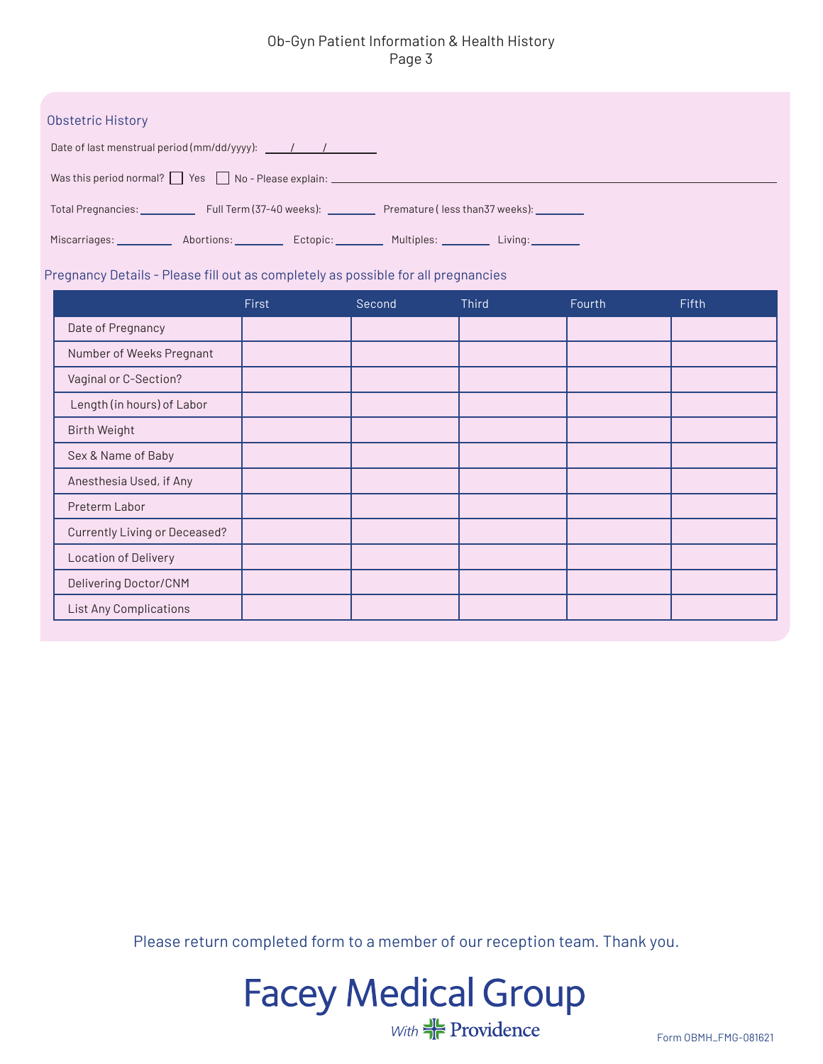## Obstetric History

Date of last menstrual period (mm/dd/yyyy): ____/____/________

Was this period normal? ☐ Yes ☐ No - Please explain: ____________________

Total Pregnancies: ________ Full Term (37-40 weeks): ________ Premature ( less than37 weeks): ________

Miscarriages: ________ Abortions: ________ Ectopic: ________ Multiples: ________ Living: ________

### Pregnancy Details - Please fill out as completely as possible for all pregnancies

| | First | Second | Third | Fourth | Fifth |
|---|---|---|---|---|---|
| Date of Pregnancy | | | | | |
| Number of Weeks Pregnant | | | | | |
| Vaginal or C-Section? | | | | | |
| Length (in hours) of Labor | | | | | |
| Birth Weight | | | | | |
| Sex & Name of Baby | | | | | |
| Anesthesia Used, if Any | | | | | |
| Preterm Labor | | | | | |
| Currently Living or Deceased? | | | | | |
| Location of Delivery | | | | | |
| Delivering Doctor/CNM | | | | | |
| List Any Complications | | | | | |

Please return completed form to a member of our reception team. Thank you.

Facey Medical Group

With Providence

Form OBMH_FMG-081621